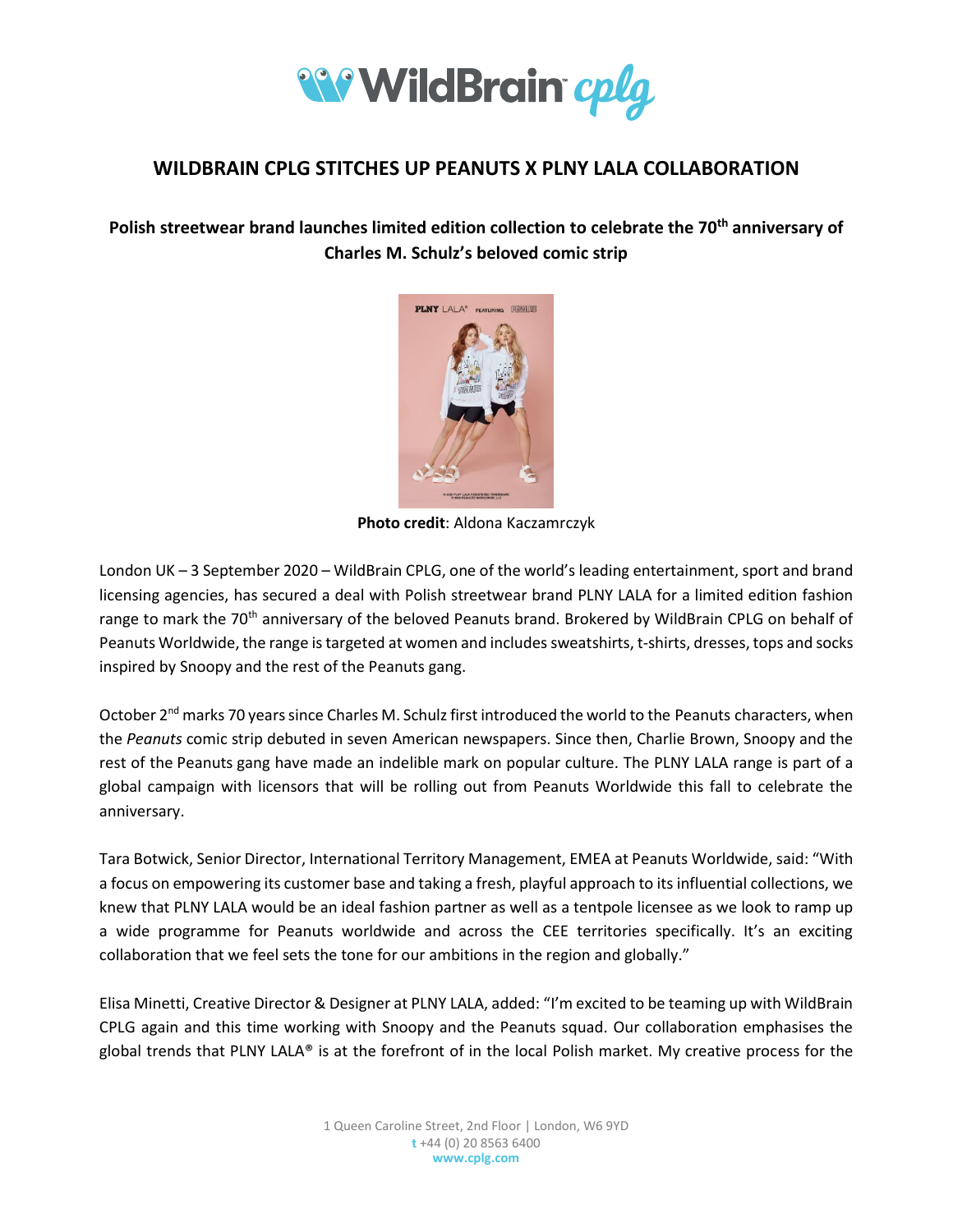# WILDBRAIN CPLG STITCHES UP PEANUTS X PLNY LALA COLLABORATION

**Polish streetwear brand launches limited edition collection to celebrate the 70th anniversary of Charles M. Schulz's beloved comic strip**

**Photo credit**: Aldona Kaczamrczyk

London UK – 3 September 2020 – WildBrain CPLG, one of the world's leading entertainment, sport and brand licensing agencies, has secured a deal with Polish streetwear brand PLNY LALA for a limited edition fashion range to mark the 70th anniversary of the beloved Peanuts brand. Brokered by WildBrain CPLG on behalf of Peanuts Worldwide, the range is targeted at women and includes sweatshirts, t-shirts, dresses, tops and socks inspired by Snoopy and the rest of the Peanuts gang.

October 2nd marks 70 years since Charles M. Schulz first introduced the world to the Peanuts characters, when the *Peanuts* comic strip debuted in seven American newspapers. Since then, Charlie Brown, Snoopy and the rest of the Peanuts gang have made an indelible mark on popular culture. The PLNY LALA range is part of a global campaign with licensors that will be rolling out from Peanuts Worldwide this fall to celebrate the anniversary.

Tara Botwick, Senior Director, International Territory Management, EMEA at Peanuts Worldwide, said: "With a focus on empowering its customer base and taking a fresh, playful approach to its influential collections, we knew that PLNY LALA would be an ideal fashion partner as well as a tentpole licensee as we look to ramp up a wide programme for Peanuts worldwide and across the CEE territories specifically. It's an exciting collaboration that we feel sets the tone for our ambitions in the region and globally."

Elisa Minetti, Creative Director & Designer at PLNY LALA, added: "I'm excited to be teaming up with WildBrain CPLG again and this time working with Snoopy and the Peanuts squad. Our collaboration emphasises the global trends that PLNY LALA® is at the forefront of in the local Polish market. My creative process for the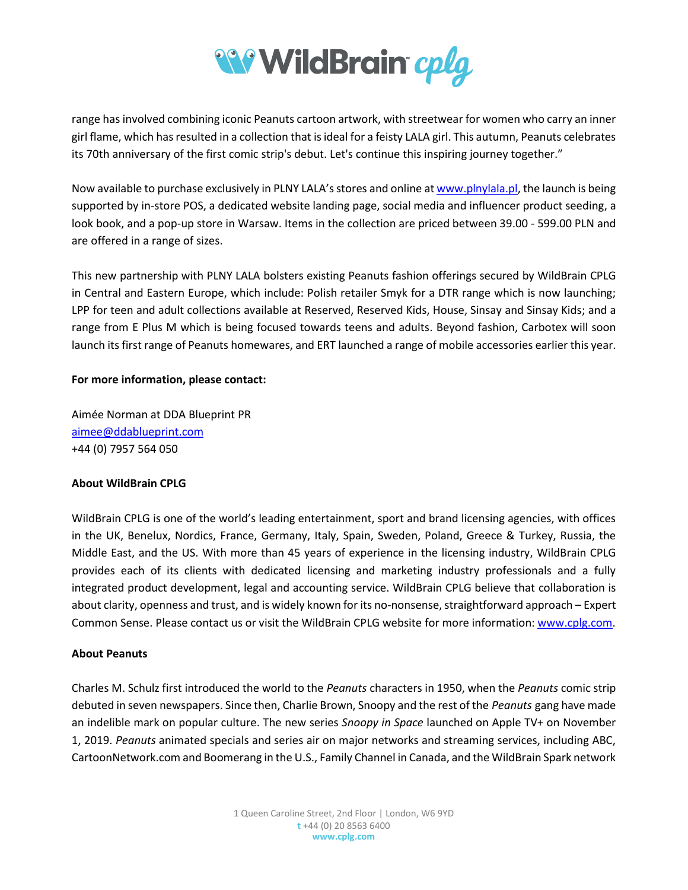range has involved combining iconic Peanuts cartoon artwork, with streetwear for women who carry an inner girl flame, which has resulted in a collection that is ideal for a feisty LALA girl. This autumn, Peanuts celebrates its 70th anniversary of the first comic strip's debut. Let's continue this inspiring journey together."

Now available to purchase exclusively in PLNY LALA's stores and online at www.plnylala.pl, the launch is being supported by in-store POS, a dedicated website landing page, social media and influencer product seeding, a look book, and a pop-up store in Warsaw. Items in the collection are priced between 39.00 - 599.00 PLN and are offered in a range of sizes.

This new partnership with PLNY LALA bolsters existing Peanuts fashion offerings secured by WildBrain CPLG in Central and Eastern Europe, which include: Polish retailer Smyk for a DTR range which is now launching; LPP for teen and adult collections available at Reserved, Reserved Kids, House, Sinsay and Sinsay Kids; and a range from E Plus M which is being focused towards teens and adults. Beyond fashion, Carbotex will soon launch its first range of Peanuts homewares, and ERT launched a range of mobile accessories earlier this year.

**For more information, please contact:**

Aimée Norman at DDA Blueprint PR
aimee@ddablueprint.com
+44 (0) 7957 564 050

**About WildBrain CPLG**

WildBrain CPLG is one of the world's leading entertainment, sport and brand licensing agencies, with offices in the UK, Benelux, Nordics, France, Germany, Italy, Spain, Sweden, Poland, Greece & Turkey, Russia, the Middle East, and the US. With more than 45 years of experience in the licensing industry, WildBrain CPLG provides each of its clients with dedicated licensing and marketing industry professionals and a fully integrated product development, legal and accounting service. WildBrain CPLG believe that collaboration is about clarity, openness and trust, and is widely known for its no-nonsense, straightforward approach – Expert Common Sense. Please contact us or visit the WildBrain CPLG website for more information: www.cplg.com.

**About Peanuts**

Charles M. Schulz first introduced the world to the *Peanuts* characters in 1950, when the *Peanuts* comic strip debuted in seven newspapers. Since then, Charlie Brown, Snoopy and the rest of the *Peanuts* gang have made an indelible mark on popular culture. The new series *Snoopy in Space* launched on Apple TV+ on November 1, 2019. *Peanuts* animated specials and series air on major networks and streaming services, including ABC, CartoonNetwork.com and Boomerang in the U.S., Family Channel in Canada, and the WildBrain Spark network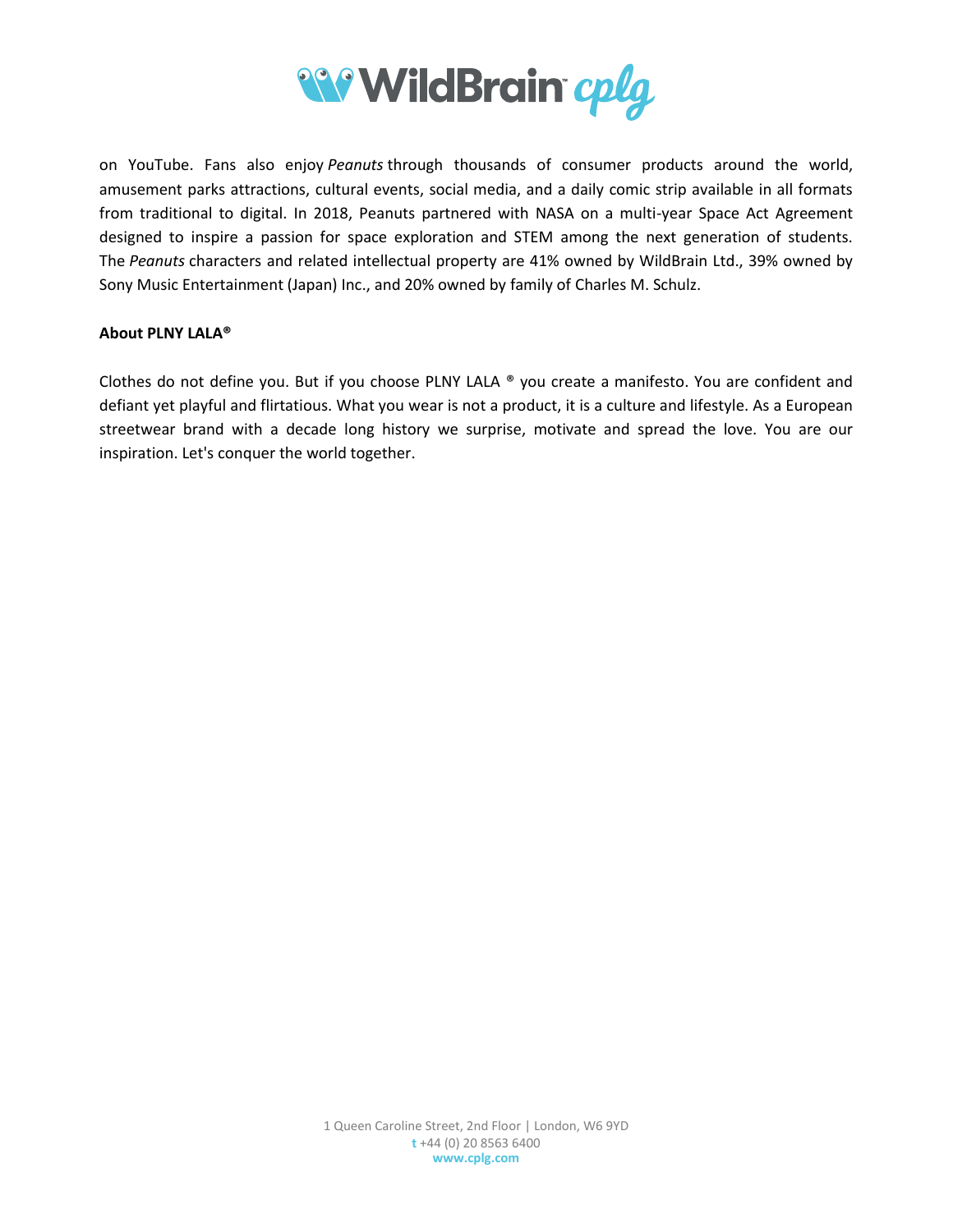on YouTube. Fans also enjoy *Peanuts* through thousands of consumer products around the world, amusement parks attractions, cultural events, social media, and a daily comic strip available in all formats from traditional to digital. In 2018, Peanuts partnered with NASA on a multi-year Space Act Agreement designed to inspire a passion for space exploration and STEM among the next generation of students. The *Peanuts* characters and related intellectual property are 41% owned by WildBrain Ltd., 39% owned by Sony Music Entertainment (Japan) Inc., and 20% owned by family of Charles M. Schulz.

**About PLNY LALA®**

Clothes do not define you. But if you choose PLNY LALA ® you create a manifesto. You are confident and defiant yet playful and flirtatious. What you wear is not a product, it is a culture and lifestyle. As a European streetwear brand with a decade long history we surprise, motivate and spread the love. You are our inspiration. Let's conquer the world together.